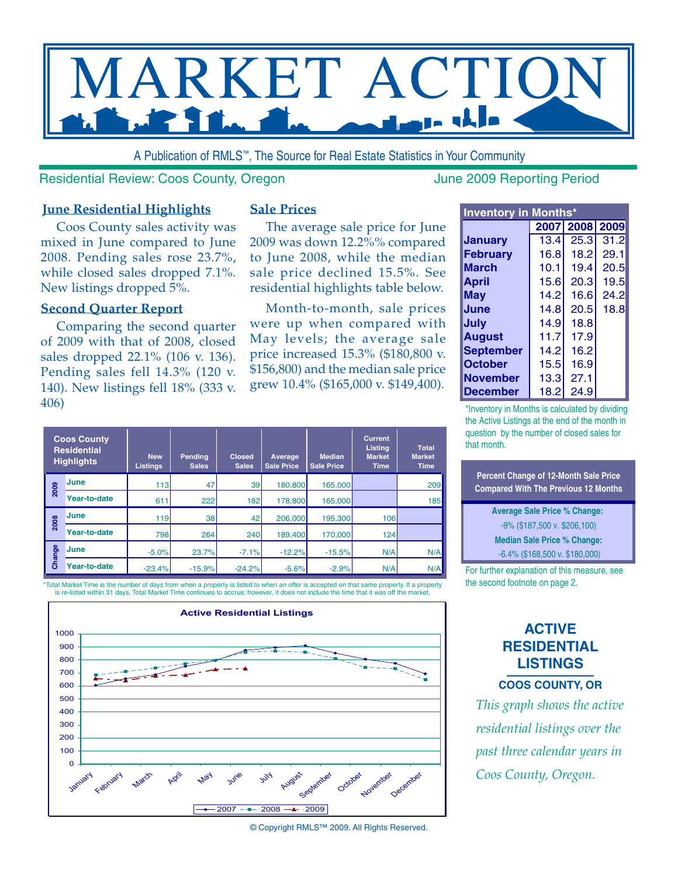# MARKET ACTION

A Publication of RMLS™, The Source for Real Estate Statistics in Your Community

Residential Review: Coos County, Oregon

June 2009 Reporting Period

## June Residential Highlights

Coos County sales activity was mixed in June compared to June 2008. Pending sales rose 23.7%, while closed sales dropped 7.1%. New listings dropped 5%.

## Second Quarter Report

Comparing the second quarter of 2009 with that of 2008, closed sales dropped 22.1% (106 v. 136). Pending sales fell 14.3% (120 v. 140). New listings fell 18% (333 v. 406)

## Sale Prices

The average sale price for June 2009 was down 12.2%% compared to June 2008, while the median sale price declined 15.5%. See residential highlights table below.

Month-to-month, sale prices were up when compared with May levels; the average sale price increased 15.3% ($180,800 v. $156,800) and the median sale price grew 10.4% ($165,000 v. $149,400).

| Inventory in Months* | 2007 | 2008 | 2009 |
|---|---|---|---|
| January | 13.4 | 25.3 | 31.2 |
| February | 16.8 | 18.2 | 29.1 |
| March | 10.1 | 19.4 | 20.5 |
| April | 15.6 | 20.3 | 19.5 |
| May | 14.2 | 16.6 | 24.2 |
| June | 14.8 | 20.5 | 18.8 |
| July | 14.9 | 18.8 | |
| August | 11.7 | 17.9 | |
| September | 14.2 | 16.2 | |
| October | 15.5 | 16.9 | |
| November | 13.3 | 27.1 | |
| December | 18.2 | 24.9 | |

*Inventory in Months is calculated by dividing the Active Listings at the end of the month in question by the number of closed sales for that month.

| Coos County Residential Highlights | | New Listings | Pending Sales | Closed Sales | Average Sale Price | Median Sale Price | Current Listing Market Time | Total Market Time |
|---|---|---|---|---|---|---|---|---|
| 2009 | June | 113 | 47 | 39 | 180,800 | 165,000 | | 209 |
| | Year-to-date | 611 | 222 | 182 | 178,800 | 165,000 | | 185 |
| 2008 | June | 119 | 38 | 42 | 206,000 | 195,300 | 106 | |
| | Year-to-date | 798 | 264 | 240 | 189,400 | 170,000 | 124 | |
| Change | June | -5.0% | 23.7% | -7.1% | -12.2% | -15.5% | N/A | N/A |
| | Year-to-date | -23.4% | -15.9% | -24.2% | -5.6% | -2.9% | N/A | N/A |

*Total Market Time is the number of days from when a property is listed to when an offer is accepted on that same property. If a property is re-listed within 31 days, Total Market Time continues to accrue; however, it does not include the time that it was off the market.

**Percent Change of 12-Month Sale Price Compared With The Previous 12 Months**

Average Sale Price % Change:
-9% ($187,500 v. $206,100)

Median Sale Price % Change:
-6.4% ($168,500 v. $180,000)

For further explanation of this measure, see the second footnote on page 2.

**Active Residential Listings**

(Chart: Active Residential Listings, January–December, series 2007, 2008, 2009; y-axis 0–1000)

## ACTIVE RESIDENTIAL LISTINGS

**COOS COUNTY, OR**

*This graph shows the active residential listings over the past three calendar years in Coos County, Oregon.*

© Copyright RMLS™ 2009. All Rights Reserved.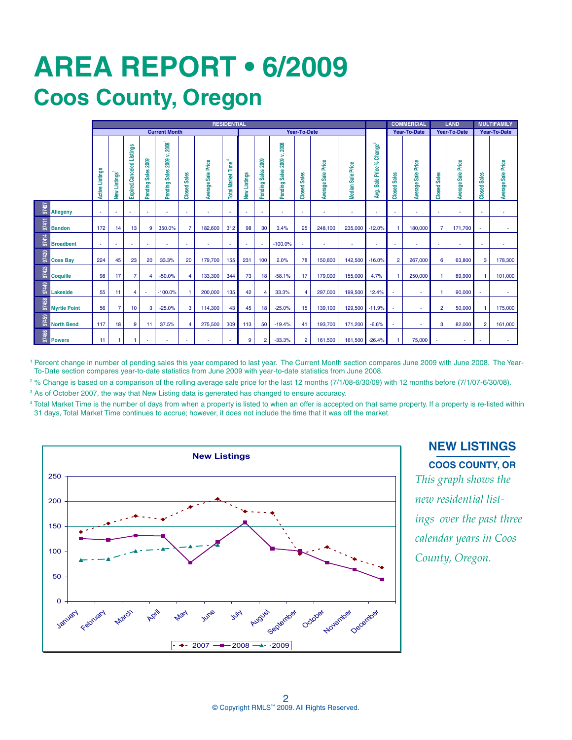# AREA REPORT • 6/2009

## Coos County, Oregon

| | | RESIDENTIAL | | | | | | | | | | | | | | | | COMMERCIAL | | LAND | | MULTIFAMILY | |
|---|---|---|---|---|---|---|---|---|---|---|---|---|---|---|---|---|---|---|---|---|---|---|---|
| | | Current Month | | | | | | | | Year-To-Date | | | | | | | | Year-To-Date | | Year-To-Date | | Year-To-Date | |
| | | Active Listings | New Listings[3] | Expired.Canceled Listings | Pending Sales 2009 | Pending Sales 2009 v. 2008[1] | Closed Sales | Average Sale Price | Total Market Time[4] | New Listings | Pending Sales 2009 | Pending Sales 2009 v. 2008 | Closed Sales | Average Sale Price | Median Sale Price | Avg. Sale Price % Change[2] | Closed Sales | Average Sale Price | Closed Sales | Average Sale Price | Closed Sales | Average Sale Price |
| 97407 | Allegeny | - | - | - | - | - | - | - | - | - | - | - | - | - | - | - | - | - | - | - | - | - |
| 97411 | Bandon | 172 | 14 | 13 | 9 | 350.0% | 7 | 182,600 | 312 | 98 | 30 | 3.4% | 25 | 248,100 | 235,000 | -12.0% | 1 | 180,000 | 7 | 171,700 | - | - |
| 97414 | Broadbent | - | - | - | - | - | - | - | - | - | - | -100.0% | - | - | - | - | - | - | - | - | - | - |
| 97420 | Coss Bay | 224 | 45 | 23 | 20 | 33.3% | 20 | 179,700 | 155 | 231 | 100 | 2.0% | 78 | 150,800 | 142,500 | -16.0% | 2 | 267,000 | 6 | 63,800 | 3 | 178,300 |
| 97423 | Coquille | 98 | 17 | 7 | 4 | -50.0% | 4 | 133,300 | 344 | 73 | 18 | -58.1% | 17 | 179,000 | 155,000 | 4.7% | 1 | 250,000 | 1 | 89,900 | 1 | 101,000 |
| 97449 | Lakeside | 55 | 11 | 4 | - | -100.0% | 1 | 200,000 | 135 | 42 | 4 | 33.3% | 4 | 297,000 | 199,500 | 12.4% | - | - | 1 | 90,000 | - | - |
| 97458 | Myrtle Point | 56 | 7 | 10 | 3 | -25.0% | 3 | 114,300 | 43 | 45 | 18 | -25.0% | 15 | 139,100 | 129,500 | -11.9% | - | - | 2 | 50,000 | 1 | 175,000 |
| 97459 | North Bend | 117 | 18 | 9 | 11 | 37.5% | 4 | 275,500 | 309 | 113 | 50 | -19.4% | 41 | 193,700 | 171,200 | -6.6% | - | - | 3 | 82,000 | 2 | 161,000 |
| 97466 | Powers | 11 | 1 | 1 | - | - | - | - | - | 9 | 2 | -33.3% | 2 | 161,500 | 161,500 | -26.4% | 1 | 75,000 | - | - | - | - |

[1] Percent change in number of pending sales this year compared to last year. The Current Month section compares June 2009 with June 2008. The Year-To-Date section compares year-to-date statistics from June 2009 with year-to-date statistics from June 2008.

[2] % Change is based on a comparison of the rolling average sale price for the last 12 months (7/1/08-6/30/09) with 12 months before (7/1/07-6/30/08).

[3] As of October 2007, the way that New Listing data is generated has changed to ensure accuracy.

[4] Total Market Time is the number of days from when a property is listed to when an offer is accepted on that same property. If a property is re-listed within 31 days, Total Market Time continues to accrue; however, it does not include the time that it was off the market.

**New Listings**

| Month | 2007 | 2008 | 2009 |
|---|---|---|---|
| January | 139 | 126 | 83 |
| February | 156 | 123 | 85 |
| March | 171 | 132 | 101 |
| April | 164 | 131 | 105 |
| May | 189 | 78 | 110 |
| June | 205 | 119 | 113 |
| July | 180 | 158 | |
| August | 177 | 106 | |
| September | 96 | 101 | |
| October | 109 | 78 | |
| November | 85 | 64 | |
| December | 68 | 44 | |

## NEW LISTINGS

### COOS COUNTY, OR

*This graph shows the new residential listings over the past three calendar years in Coos County, Oregon.*

© Copyright RMLS™ 2009. All Rights Reserved.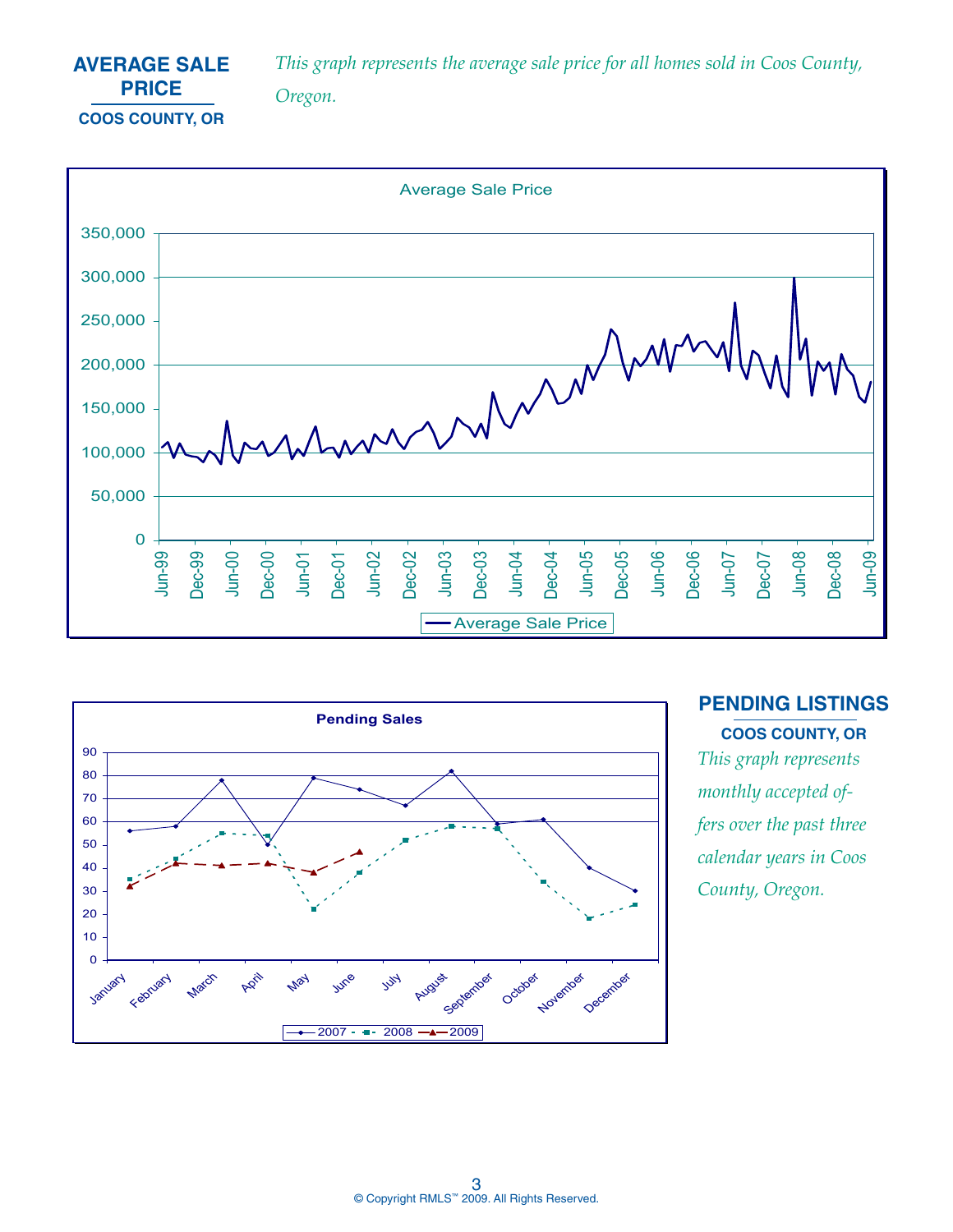## AVERAGE SALE PRICE

**COOS COUNTY, OR**

*This graph represents the average sale price for all homes sold in Coos County, Oregon.*

Average Sale Price

## PENDING LISTINGS

**COOS COUNTY, OR**

*This graph represents monthly accepted offers over the past three calendar years in Coos County, Oregon.*

Pending Sales

© Copyright RMLS™ 2009. All Rights Reserved.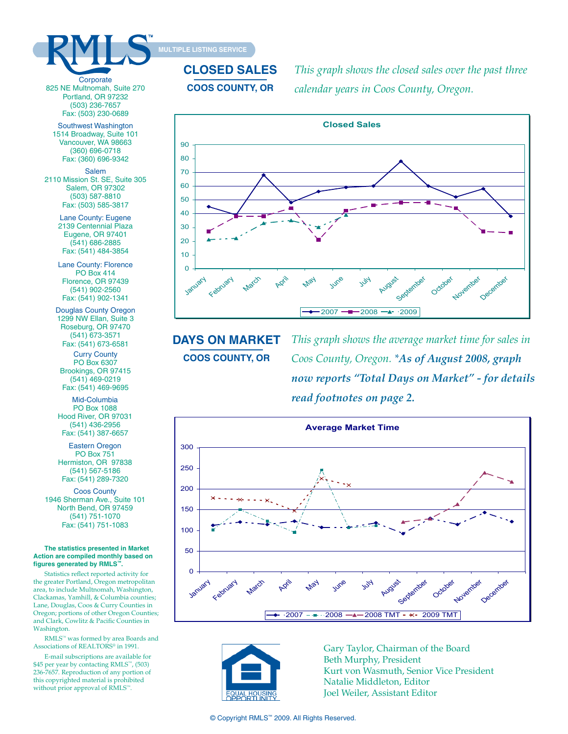RMLS™ MULTIPLE LISTING SERVICE

Corporate
825 NE Multnomah, Suite 270
Portland, OR 97232
(503) 236-7657
Fax: (503) 230-0689

Southwest Washington
1514 Broadway, Suite 101
Vancouver, WA 98663
(360) 696-0718
Fax: (360) 696-9342

Salem
2110 Mission St. SE, Suite 305
Salem, OR 97302
(503) 587-8810
Fax: (503) 585-3817

Lane County: Eugene
2139 Centennial Plaza
Eugene, OR 97401
(541) 686-2885
Fax: (541) 484-3854

Lane County: Florence
PO Box 414
Florence, OR 97439
(541) 902-2560
Fax: (541) 902-1341

Douglas County Oregon
1299 NW Ellan, Suite 3
Roseburg, OR 97470
(541) 673-3571
Fax: (541) 673-6581

Curry County
PO Box 6307
Brookings, OR 97415
(541) 469-0219
Fax: (541) 469-9695

Mid-Columbia
PO Box 1088
Hood River, OR 97031
(541) 436-2956
Fax: (541) 387-6657

Eastern Oregon
PO Box 751
Hermiston, OR 97838
(541) 567-5186
Fax: (541) 289-7320

Coos County
1946 Sherman Ave., Suite 101
North Bend, OR 97459
(541) 751-1070
Fax: (541) 751-1083

**The statistics presented in Market Action are compiled monthly based on figures generated by RMLS™.**

Statistics reflect reported activity for the greater Portland, Oregon metropolitan area, to include Multnomah, Washington, Clackamas, Yamhill, & Columbia counties; Lane, Douglas, Coos & Curry Counties in Oregon; portions of other Oregon Counties; and Clark, Cowlitz & Pacific Counties in Washington.

RMLS™ was formed by area Boards and Associations of REALTORS® in 1991.

E-mail subscriptions are available for $45 per year by contacting RMLS™, (503) 236-7657. Reproduction of any portion of this copyrighted material is prohibited without prior approval of RMLS™.

## CLOSED SALES

### COOS COUNTY, OR

*This graph shows the closed sales over the past three calendar years in Coos County, Oregon.*

Closed Sales

0 10 20 30 40 50 60 70 80 90

January February March April May June July August September October November December

2007 2008 2009

## DAYS ON MARKET

### COOS COUNTY, OR

*This graph shows the average market time for sales in Coos County, Oregon. \****As of August 2008, graph now reports "Total Days on Market" - for details read footnotes on page 2.***

Average Market Time

0 50 100 150 200 250 300

January February March April May June July August September October November December

2007 2008 2008 TMT 2009 TMT

EQUAL HOUSING OPPORTUNITY

Gary Taylor, Chairman of the Board
Beth Murphy, President
Kurt von Wasmuth, Senior Vice President
Natalie Middleton, Editor
Joel Weiler, Assistant Editor

© Copyright RMLS™ 2009. All Rights Reserved.